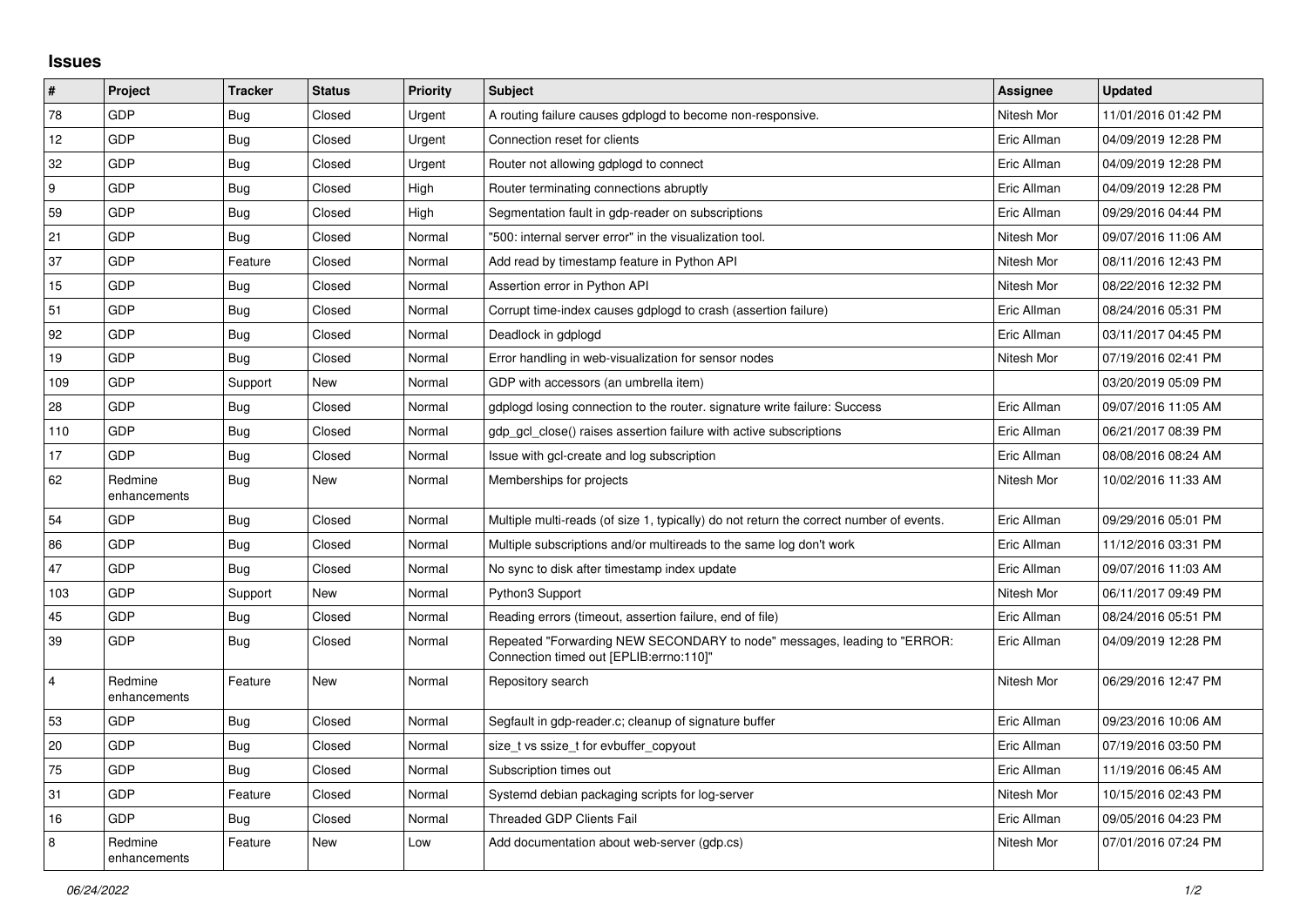## Issues

| # | Project | Tracker | Status | Priority | Subject | Assignee | Updated |
|---|---|---|---|---|---|---|---|
| 78 | GDP | Bug | Closed | Urgent | A routing failure causes gdplogd to become non-responsive. | Nitesh Mor | 11/01/2016 01:42 PM |
| 12 | GDP | Bug | Closed | Urgent | Connection reset for clients | Eric Allman | 04/09/2019 12:28 PM |
| 32 | GDP | Bug | Closed | Urgent | Router not allowing gdplogd to connect | Eric Allman | 04/09/2019 12:28 PM |
| 9 | GDP | Bug | Closed | High | Router terminating connections abruptly | Eric Allman | 04/09/2019 12:28 PM |
| 59 | GDP | Bug | Closed | High | Segmentation fault in gdp-reader on subscriptions | Eric Allman | 09/29/2016 04:44 PM |
| 21 | GDP | Bug | Closed | Normal | "500: internal server error" in the visualization tool. | Nitesh Mor | 09/07/2016 11:06 AM |
| 37 | GDP | Feature | Closed | Normal | Add read by timestamp feature in Python API | Nitesh Mor | 08/11/2016 12:43 PM |
| 15 | GDP | Bug | Closed | Normal | Assertion error in Python API | Nitesh Mor | 08/22/2016 12:32 PM |
| 51 | GDP | Bug | Closed | Normal | Corrupt time-index causes gdplogd to crash (assertion failure) | Eric Allman | 08/24/2016 05:31 PM |
| 92 | GDP | Bug | Closed | Normal | Deadlock in gdplogd | Eric Allman | 03/11/2017 04:45 PM |
| 19 | GDP | Bug | Closed | Normal | Error handling in web-visualization for sensor nodes | Nitesh Mor | 07/19/2016 02:41 PM |
| 109 | GDP | Support | New | Normal | GDP with accessors (an umbrella item) | | 03/20/2019 05:09 PM |
| 28 | GDP | Bug | Closed | Normal | gdplogd losing connection to the router. signature write failure: Success | Eric Allman | 09/07/2016 11:05 AM |
| 110 | GDP | Bug | Closed | Normal | gdp_gcl_close() raises assertion failure with active subscriptions | Eric Allman | 06/21/2017 08:39 PM |
| 17 | GDP | Bug | Closed | Normal | Issue with gcl-create and log subscription | Eric Allman | 08/08/2016 08:24 AM |
| 62 | Redmine enhancements | Bug | New | Normal | Memberships for projects | Nitesh Mor | 10/02/2016 11:33 AM |
| 54 | GDP | Bug | Closed | Normal | Multiple multi-reads (of size 1, typically) do not return the correct number of events. | Eric Allman | 09/29/2016 05:01 PM |
| 86 | GDP | Bug | Closed | Normal | Multiple subscriptions and/or multireads to the same log don't work | Eric Allman | 11/12/2016 03:31 PM |
| 47 | GDP | Bug | Closed | Normal | No sync to disk after timestamp index update | Eric Allman | 09/07/2016 11:03 AM |
| 103 | GDP | Support | New | Normal | Python3 Support | Nitesh Mor | 06/11/2017 09:49 PM |
| 45 | GDP | Bug | Closed | Normal | Reading errors (timeout, assertion failure, end of file) | Eric Allman | 08/24/2016 05:51 PM |
| 39 | GDP | Bug | Closed | Normal | Repeated "Forwarding NEW SECONDARY to node" messages, leading to "ERROR: Connection timed out [EPLIB:errno:110]" | Eric Allman | 04/09/2019 12:28 PM |
| 4 | Redmine enhancements | Feature | New | Normal | Repository search | Nitesh Mor | 06/29/2016 12:47 PM |
| 53 | GDP | Bug | Closed | Normal | Segfault in gdp-reader.c; cleanup of signature buffer | Eric Allman | 09/23/2016 10:06 AM |
| 20 | GDP | Bug | Closed | Normal | size_t vs ssize_t for evbuffer_copyout | Eric Allman | 07/19/2016 03:50 PM |
| 75 | GDP | Bug | Closed | Normal | Subscription times out | Eric Allman | 11/19/2016 06:45 AM |
| 31 | GDP | Feature | Closed | Normal | Systemd debian packaging scripts for log-server | Nitesh Mor | 10/15/2016 02:43 PM |
| 16 | GDP | Bug | Closed | Normal | Threaded GDP Clients Fail | Eric Allman | 09/05/2016 04:23 PM |
| 8 | Redmine enhancements | Feature | New | Low | Add documentation about web-server (gdp.cs) | Nitesh Mor | 07/01/2016 07:24 PM |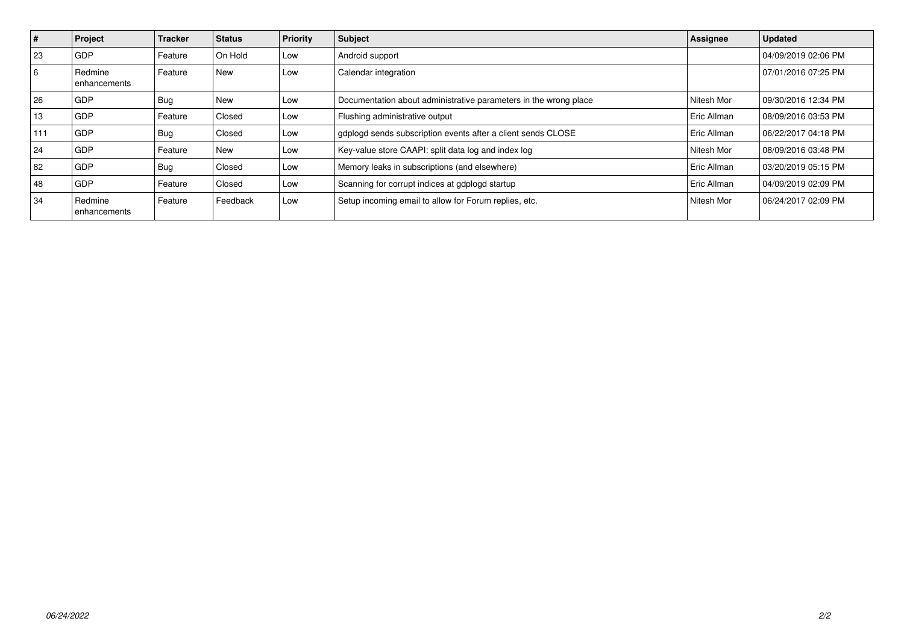| # | Project | Tracker | Status | Priority | Subject | Assignee | Updated |
|---|---|---|---|---|---|---|---|
| 23 | GDP | Feature | On Hold | Low | Android support | | 04/09/2019 02:06 PM |
| 6 | Redmine enhancements | Feature | New | Low | Calendar integration | | 07/01/2016 07:25 PM |
| 26 | GDP | Bug | New | Low | Documentation about administrative parameters in the wrong place | Nitesh Mor | 09/30/2016 12:34 PM |
| 13 | GDP | Feature | Closed | Low | Flushing administrative output | Eric Allman | 08/09/2016 03:53 PM |
| 111 | GDP | Bug | Closed | Low | gdplogd sends subscription events after a client sends CLOSE | Eric Allman | 06/22/2017 04:18 PM |
| 24 | GDP | Feature | New | Low | Key-value store CAAPI: split data log and index log | Nitesh Mor | 08/09/2016 03:48 PM |
| 82 | GDP | Bug | Closed | Low | Memory leaks in subscriptions (and elsewhere) | Eric Allman | 03/20/2019 05:15 PM |
| 48 | GDP | Feature | Closed | Low | Scanning for corrupt indices at gdplogd startup | Eric Allman | 04/09/2019 02:09 PM |
| 34 | Redmine enhancements | Feature | Feedback | Low | Setup incoming email to allow for Forum replies, etc. | Nitesh Mor | 06/24/2017 02:09 PM |

*06/24/2022*